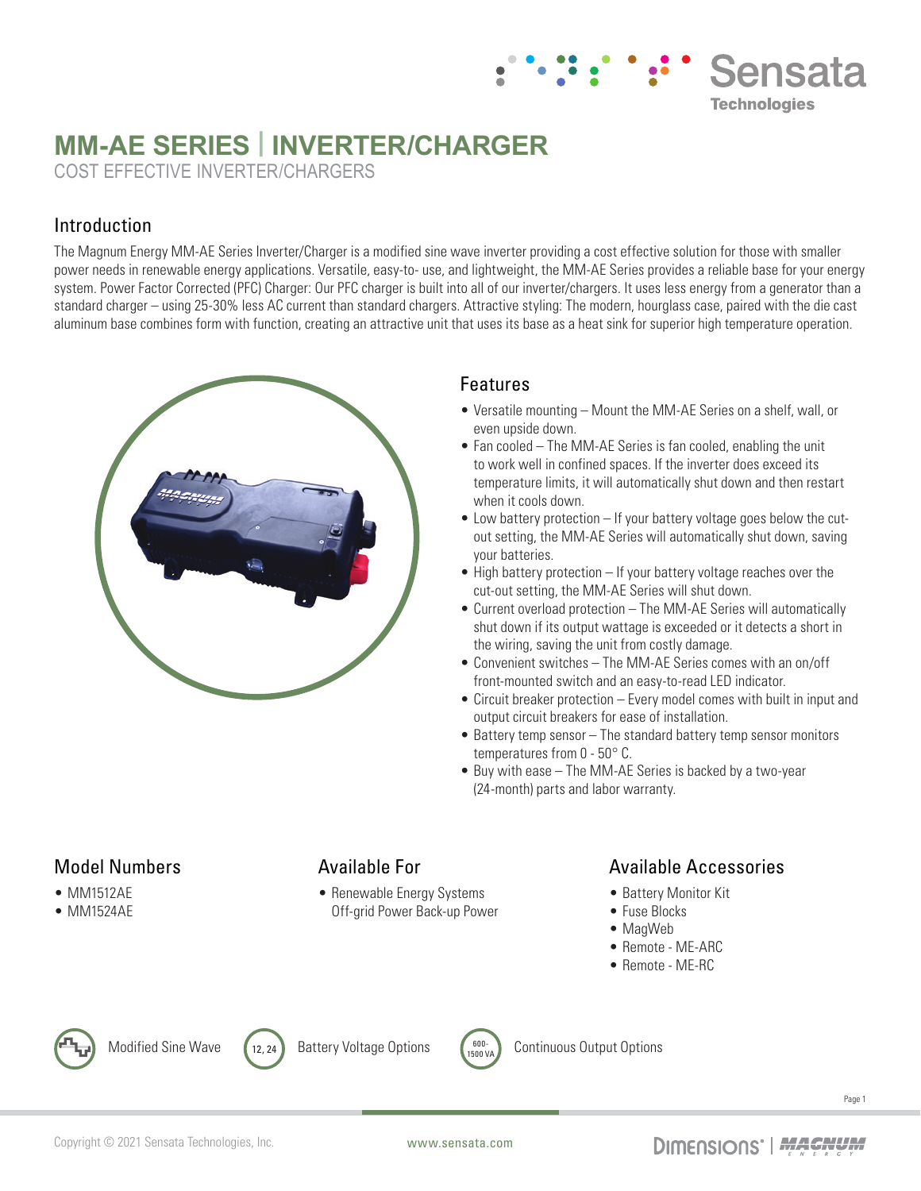# MM-AE SERIES | INVERTER/CHARGER

COST EFFECTIVE INVERTER/CHARGERS

## Introduction

The Magnum Energy MM-AE Series Inverter/Charger is a modified sine wave inverter providing a cost effective solution for those with smaller power needs in renewable energy applications. Versatile, easy-to- use, and lightweight, the MM-AE Series provides a reliable base for your energy system. Power Factor Corrected (PFC) Charger: Our PFC charger is built into all of our inverter/chargers. It uses less energy from a generator than a standard charger – using 25-30% less AC current than standard chargers. Attractive styling: The modern, hourglass case, paired with the die cast aluminum base combines form with function, creating an attractive unit that uses its base as a heat sink for superior high temperature operation.

## Features

- Versatile mounting – Mount the MM-AE Series on a shelf, wall, or even upside down.
- Fan cooled – The MM-AE Series is fan cooled, enabling the unit to work well in confined spaces. If the inverter does exceed its temperature limits, it will automatically shut down and then restart when it cools down.
- Low battery protection – If your battery voltage goes below the cut-out setting, the MM-AE Series will automatically shut down, saving your batteries.
- High battery protection – If your battery voltage reaches over the cut-out setting, the MM-AE Series will shut down.
- Current overload protection – The MM-AE Series will automatically shut down if its output wattage is exceeded or it detects a short in the wiring, saving the unit from costly damage.
- Convenient switches – The MM-AE Series comes with an on/off front-mounted switch and an easy-to-read LED indicator.
- Circuit breaker protection – Every model comes with built in input and output circuit breakers for ease of installation.
- Battery temp sensor – The standard battery temp sensor monitors temperatures from 0 - 50° C.
- Buy with ease – The MM-AE Series is backed by a two-year (24-month) parts and labor warranty.

## Model Numbers

- MM1512AE
- MM1524AE

## Available For

- Renewable Energy Systems Off-grid Power Back-up Power

## Available Accessories

- Battery Monitor Kit
- Fuse Blocks
- MagWeb
- Remote - ME-ARC
- Remote - ME-RC

Modified Sine Wave

12, 24 Battery Voltage Options

600-1500 VA Continuous Output Options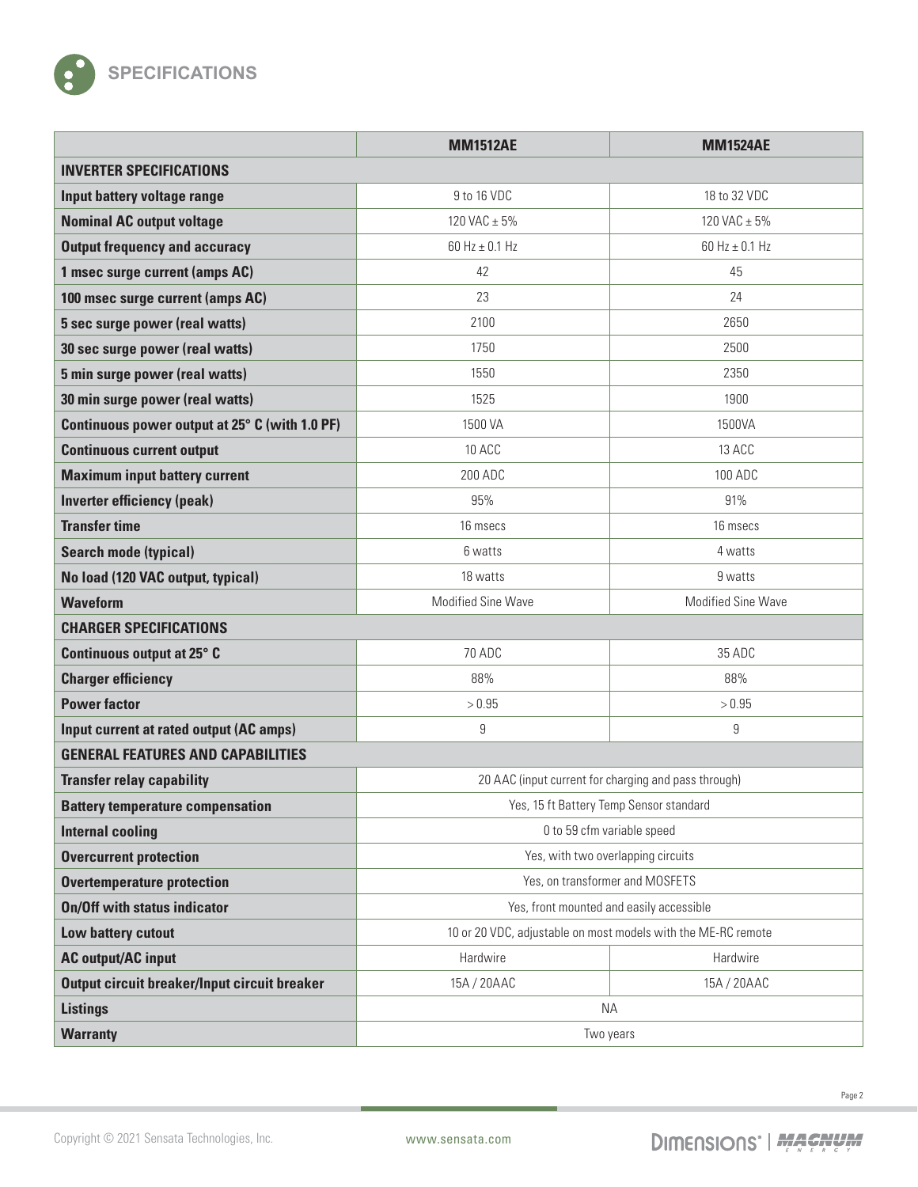## SPECIFICATIONS

| | MM1512AE | MM1524AE |
|---|---|---|
| **INVERTER SPECIFICATIONS** | | |
| **Input battery voltage range** | 9 to 16 VDC | 18 to 32 VDC |
| **Nominal AC output voltage** | 120 VAC ± 5% | 120 VAC ± 5% |
| **Output frequency and accuracy** | 60 Hz ± 0.1 Hz | 60 Hz ± 0.1 Hz |
| **1 msec surge current (amps AC)** | 42 | 45 |
| **100 msec surge current (amps AC)** | 23 | 24 |
| **5 sec surge power (real watts)** | 2100 | 2650 |
| **30 sec surge power (real watts)** | 1750 | 2500 |
| **5 min surge power (real watts)** | 1550 | 2350 |
| **30 min surge power (real watts)** | 1525 | 1900 |
| **Continuous power output at 25° C (with 1.0 PF)** | 1500 VA | 1500VA |
| **Continuous current output** | 10 ACC | 13 ACC |
| **Maximum input battery current** | 200 ADC | 100 ADC |
| **Inverter efficiency (peak)** | 95% | 91% |
| **Transfer time** | 16 msecs | 16 msecs |
| **Search mode (typical)** | 6 watts | 4 watts |
| **No load (120 VAC output, typical)** | 18 watts | 9 watts |
| **Waveform** | Modified Sine Wave | Modified Sine Wave |
| **CHARGER SPECIFICATIONS** | | |
| **Continuous output at 25° C** | 70 ADC | 35 ADC |
| **Charger efficiency** | 88% | 88% |
| **Power factor** | > 0.95 | > 0.95 |
| **Input current at rated output (AC amps)** | 9 | 9 |
| **GENERAL FEATURES AND CAPABILITIES** | | |
| **Transfer relay capability** | 20 AAC (input current for charging and pass through) | |
| **Battery temperature compensation** | Yes, 15 ft Battery Temp Sensor standard | |
| **Internal cooling** | 0 to 59 cfm variable speed | |
| **Overcurrent protection** | Yes, with two overlapping circuits | |
| **Overtemperature protection** | Yes, on transformer and MOSFETS | |
| **On/Off with status indicator** | Yes, front mounted and easily accessible | |
| **Low battery cutout** | 10 or 20 VDC, adjustable on most models with the ME-RC remote | |
| **AC output/AC input** | Hardwire | Hardwire |
| **Output circuit breaker/Input circuit breaker** | 15A / 20AAC | 15A / 20AAC |
| **Listings** | NA | |
| **Warranty** | Two years | |

Copyright © 2021 Sensata Technologies, Inc. www.sensata.com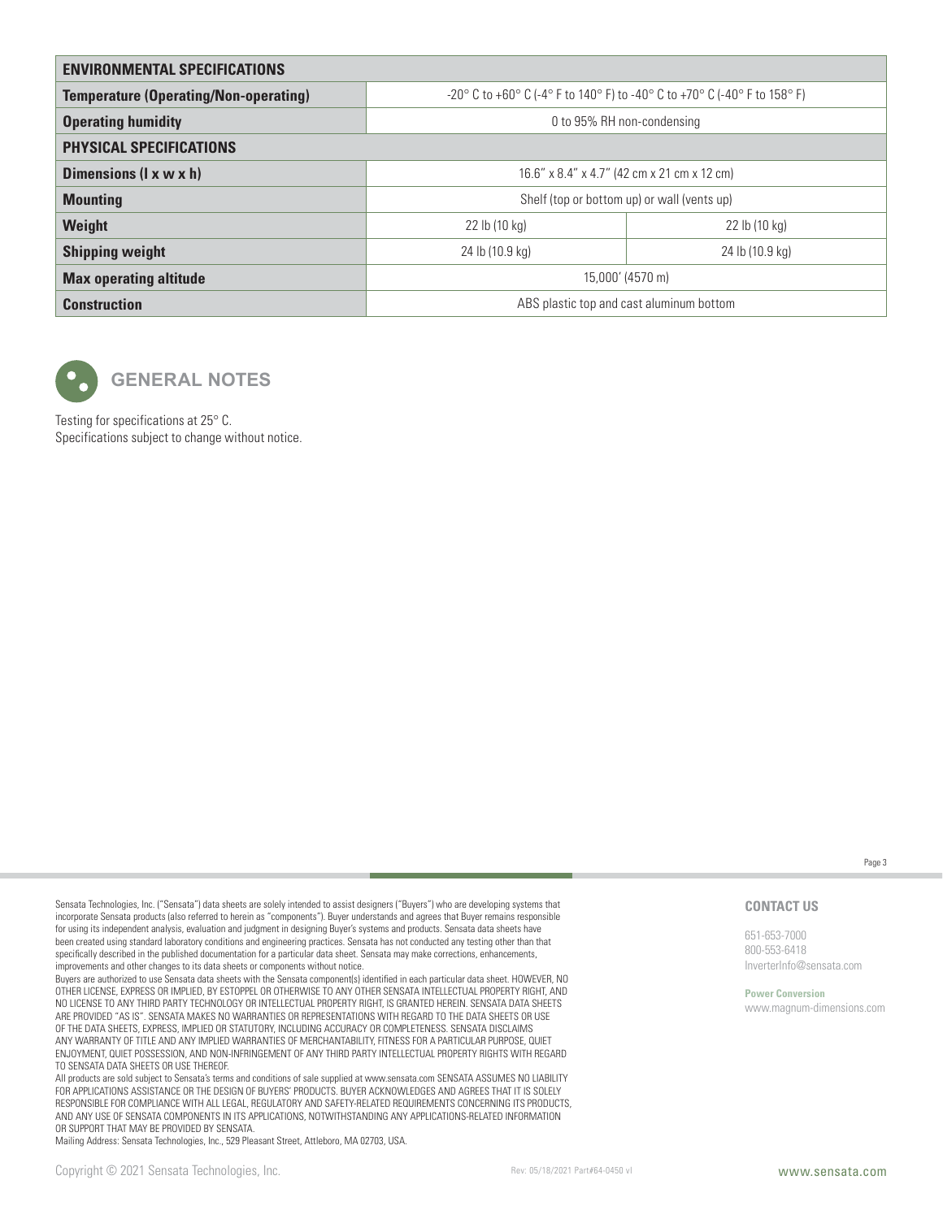| ENVIRONMENTAL SPECIFICATIONS | | |
|---|---|---|
| **Temperature (Operating/Non-operating)** | -20° C to +60° C (-4° F to 140° F) to -40° C to +70° C (-40° F to 158° F) | |
| **Operating humidity** | 0 to 95% RH non-condensing | |
| **PHYSICAL SPECIFICATIONS** | | |
| **Dimensions (l x w x h)** | 16.6" x 8.4" x 4.7" (42 cm x 21 cm x 12 cm) | |
| **Mounting** | Shelf (top or bottom up) or wall (vents up) | |
| **Weight** | 22 lb (10 kg) | 22 lb (10 kg) |
| **Shipping weight** | 24 lb (10.9 kg) | 24 lb (10.9 kg) |
| **Max operating altitude** | 15,000' (4570 m) | |
| **Construction** | ABS plastic top and cast aluminum bottom | |

## GENERAL NOTES

Testing for specifications at 25° C.
Specifications subject to change without notice.

Sensata Technologies, Inc. ("Sensata") data sheets are solely intended to assist designers ("Buyers") who are developing systems that incorporate Sensata products (also referred to herein as "components"). Buyer understands and agrees that Buyer remains responsible for using its independent analysis, evaluation and judgment in designing Buyer's systems and products. Sensata data sheets have been created using standard laboratory conditions and engineering practices. Sensata has not conducted any testing other than that specifically described in the published documentation for a particular data sheet. Sensata may make corrections, enhancements, improvements and other changes to its data sheets or components without notice.

Buyers are authorized to use Sensata data sheets with the Sensata component(s) identified in each particular data sheet. HOWEVER, NO OTHER LICENSE, EXPRESS OR IMPLIED, BY ESTOPPEL OR OTHERWISE TO ANY OTHER SENSATA INTELLECTUAL PROPERTY RIGHT, AND NO LICENSE TO ANY THIRD PARTY TECHNOLOGY OR INTELLECTUAL PROPERTY RIGHT, IS GRANTED HEREIN. SENSATA DATA SHEETS ARE PROVIDED "AS IS". SENSATA MAKES NO WARRANTIES OR REPRESENTATIONS WITH REGARD TO THE DATA SHEETS OR USE OF THE DATA SHEETS, EXPRESS, IMPLIED OR STATUTORY, INCLUDING ACCURACY OR COMPLETENESS. SENSATA DISCLAIMS ANY WARRANTY OF TITLE AND ANY IMPLIED WARRANTIES OF MERCHANTABILITY, FITNESS FOR A PARTICULAR PURPOSE, QUIET ENJOYMENT, QUIET POSSESSION, AND NON-INFRINGEMENT OF ANY THIRD PARTY INTELLECTUAL PROPERTY RIGHTS WITH REGARD TO SENSATA DATA SHEETS OR USE THEREOF.

All products are sold subject to Sensata's terms and conditions of sale supplied at www.sensata.com SENSATA ASSUMES NO LIABILITY FOR APPLICATIONS ASSISTANCE OR THE DESIGN OF BUYERS' PRODUCTS. BUYER ACKNOWLEDGES AND AGREES THAT IT IS SOLELY RESPONSIBLE FOR COMPLIANCE WITH ALL LEGAL, REGULATORY AND SAFETY-RELATED REQUIREMENTS CONCERNING ITS PRODUCTS, AND ANY USE OF SENSATA COMPONENTS IN ITS APPLICATIONS, NOTWITHSTANDING ANY APPLICATIONS-RELATED INFORMATION OR SUPPORT THAT MAY BE PROVIDED BY SENSATA.

Mailing Address: Sensata Technologies, Inc., 529 Pleasant Street, Attleboro, MA 02703, USA.

**CONTACT US**

651-653-7000
800-553-6418
InverterInfo@sensata.com

**Power Conversion**
www.magnum-dimensions.com

Copyright © 2021 Sensata Technologies, Inc.

Rev: 05/18/2021 Part#64-0450 vI

www.sensata.com